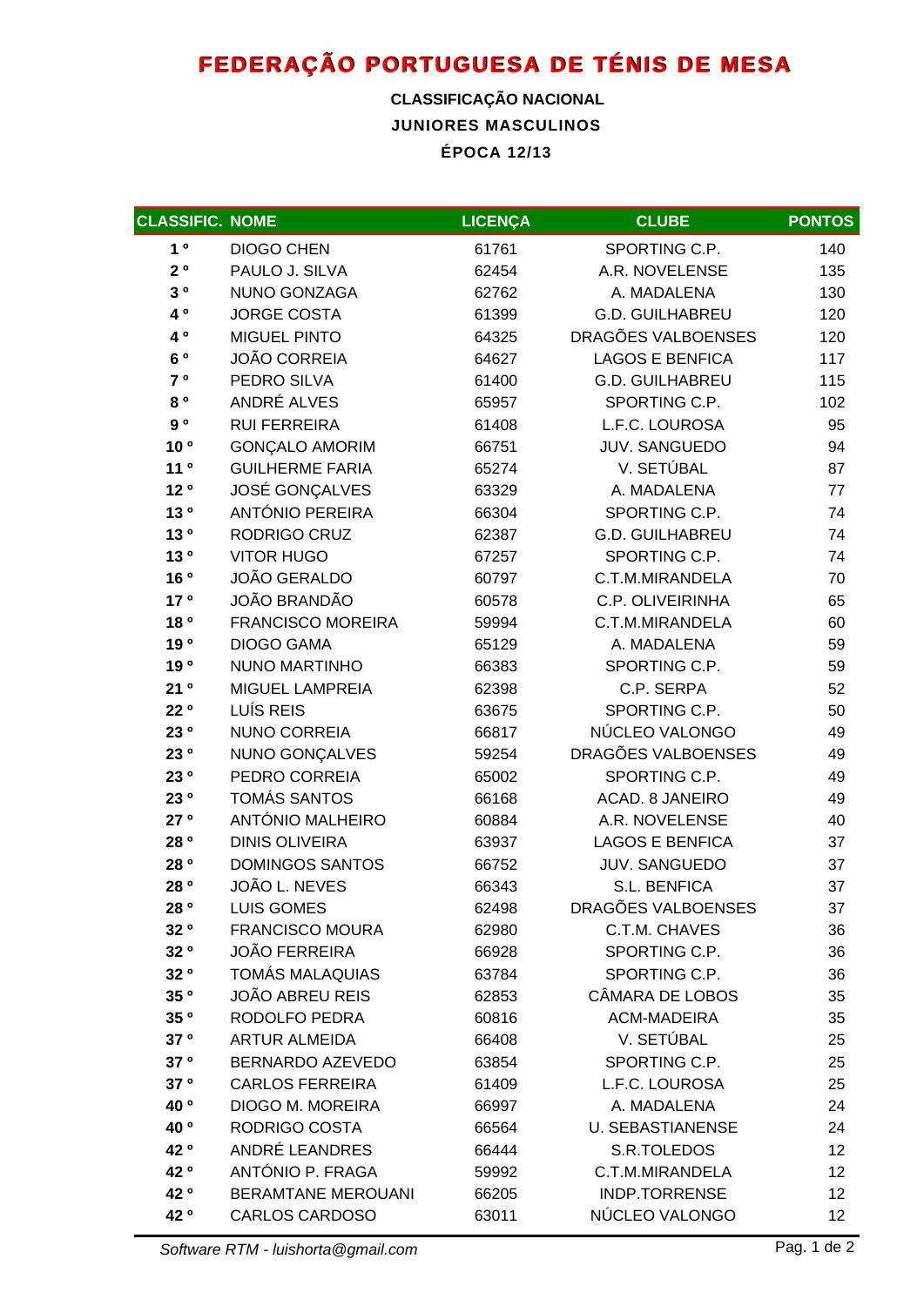# FEDERAÇÃO PORTUGUESA DE TÉNIS DE MESA

**CLASSIFICAÇÃO NACIONAL**

**JUNIORES MASCULINOS**

**ÉPOCA 12/13**

| CLASSIFIC. | NOME | LICENÇA | CLUBE | PONTOS |
|---|---|---|---|---|
| 1 º | DIOGO CHEN | 61761 | SPORTING C.P. | 140 |
| 2 º | PAULO J. SILVA | 62454 | A.R. NOVELENSE | 135 |
| 3 º | NUNO GONZAGA | 62762 | A. MADALENA | 130 |
| 4 º | JORGE COSTA | 61399 | G.D. GUILHABREU | 120 |
| 4 º | MIGUEL PINTO | 64325 | DRAGÕES VALBOENSES | 120 |
| 6 º | JOÃO CORREIA | 64627 | LAGOS E BENFICA | 117 |
| 7 º | PEDRO SILVA | 61400 | G.D. GUILHABREU | 115 |
| 8 º | ANDRÉ ALVES | 65957 | SPORTING C.P. | 102 |
| 9 º | RUI FERREIRA | 61408 | L.F.C. LOUROSA | 95 |
| 10 º | GONÇALO AMORIM | 66751 | JUV. SANGUEDO | 94 |
| 11 º | GUILHERME FARIA | 65274 | V. SETÚBAL | 87 |
| 12 º | JOSÉ GONÇALVES | 63329 | A. MADALENA | 77 |
| 13 º | ANTÓNIO PEREIRA | 66304 | SPORTING C.P. | 74 |
| 13 º | RODRIGO CRUZ | 62387 | G.D. GUILHABREU | 74 |
| 13 º | VITOR HUGO | 67257 | SPORTING C.P. | 74 |
| 16 º | JOÃO GERALDO | 60797 | C.T.M.MIRANDELA | 70 |
| 17 º | JOÃO BRANDÃO | 60578 | C.P. OLIVEIRINHA | 65 |
| 18 º | FRANCISCO MOREIRA | 59994 | C.T.M.MIRANDELA | 60 |
| 19 º | DIOGO GAMA | 65129 | A. MADALENA | 59 |
| 19 º | NUNO MARTINHO | 66383 | SPORTING C.P. | 59 |
| 21 º | MIGUEL LAMPREIA | 62398 | C.P. SERPA | 52 |
| 22 º | LUÍS REIS | 63675 | SPORTING C.P. | 50 |
| 23 º | NUNO CORREIA | 66817 | NÚCLEO VALONGO | 49 |
| 23 º | NUNO GONÇALVES | 59254 | DRAGÕES VALBOENSES | 49 |
| 23 º | PEDRO CORREIA | 65002 | SPORTING C.P. | 49 |
| 23 º | TOMÁS SANTOS | 66168 | ACAD. 8 JANEIRO | 49 |
| 27 º | ANTÓNIO MALHEIRO | 60884 | A.R. NOVELENSE | 40 |
| 28 º | DINIS OLIVEIRA | 63937 | LAGOS E BENFICA | 37 |
| 28 º | DOMINGOS SANTOS | 66752 | JUV. SANGUEDO | 37 |
| 28 º | JOÃO L. NEVES | 66343 | S.L. BENFICA | 37 |
| 28 º | LUIS GOMES | 62498 | DRAGÕES VALBOENSES | 37 |
| 32 º | FRANCISCO MOURA | 62980 | C.T.M. CHAVES | 36 |
| 32 º | JOÃO FERREIRA | 66928 | SPORTING C.P. | 36 |
| 32 º | TOMÁS MALAQUIAS | 63784 | SPORTING C.P. | 36 |
| 35 º | JOÃO ABREU REIS | 62853 | CÂMARA DE LOBOS | 35 |
| 35 º | RODOLFO PEDRA | 60816 | ACM-MADEIRA | 35 |
| 37 º | ARTUR ALMEIDA | 66408 | V. SETÚBAL | 25 |
| 37 º | BERNARDO AZEVEDO | 63854 | SPORTING C.P. | 25 |
| 37 º | CARLOS FERREIRA | 61409 | L.F.C. LOUROSA | 25 |
| 40 º | DIOGO M. MOREIRA | 66997 | A. MADALENA | 24 |
| 40 º | RODRIGO COSTA | 66564 | U. SEBASTIANENSE | 24 |
| 42 º | ANDRÉ LEANDRES | 66444 | S.R.TOLEDOS | 12 |
| 42 º | ANTÓNIO P. FRAGA | 59992 | C.T.M.MIRANDELA | 12 |
| 42 º | BERAMTANE MEROUANI | 66205 | INDP.TORRENSE | 12 |
| 42 º | CARLOS CARDOSO | 63011 | NÚCLEO VALONGO | 12 |

*Software RTM - luishorta@gmail.com*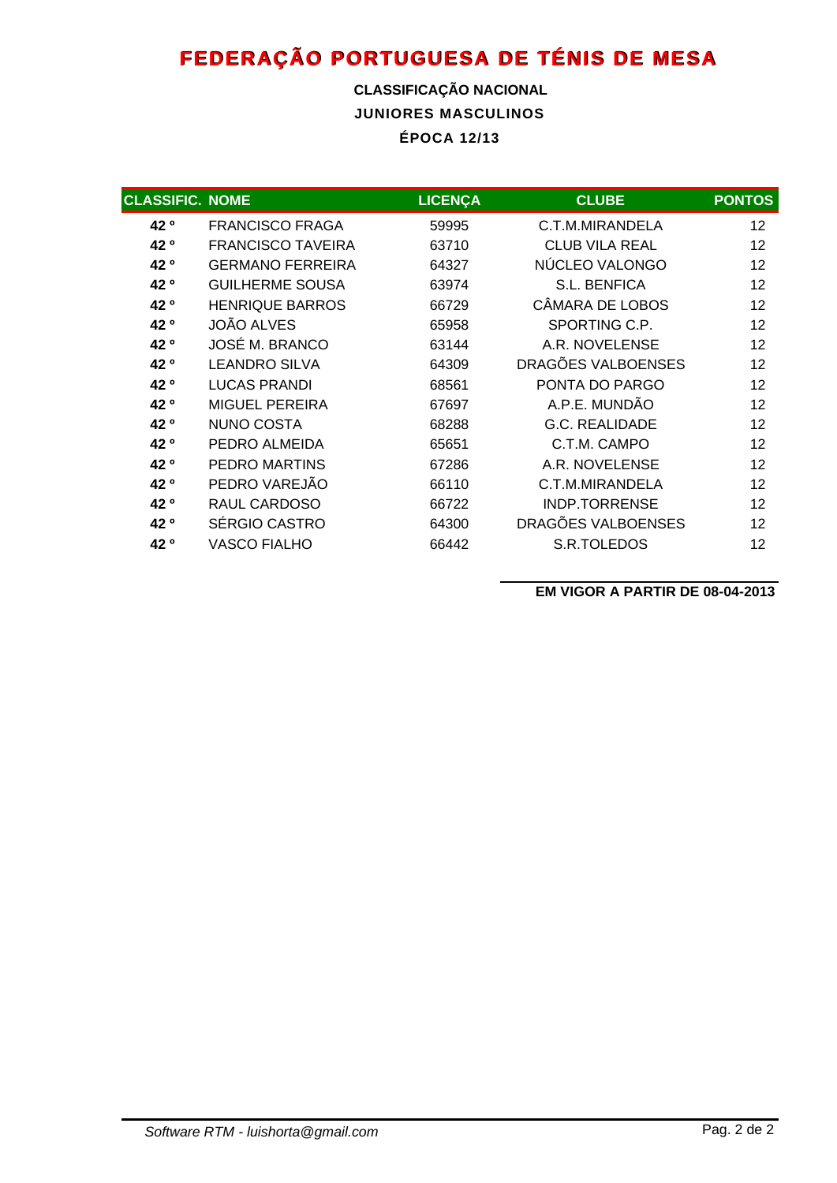# FEDERAÇÃO PORTUGUESA DE TÉNIS DE MESA

**CLASSIFICAÇÃO NACIONAL**

**JUNIORES MASCULINOS**

**ÉPOCA 12/13**

| CLASSIFIC. | NOME | LICENÇA | CLUBE | PONTOS |
|---|---|---|---|---|
| **42 º** | FRANCISCO FRAGA | 59995 | C.T.M.MIRANDELA | 12 |
| **42 º** | FRANCISCO TAVEIRA | 63710 | CLUB VILA REAL | 12 |
| **42 º** | GERMANO FERREIRA | 64327 | NÚCLEO VALONGO | 12 |
| **42 º** | GUILHERME SOUSA | 63974 | S.L. BENFICA | 12 |
| **42 º** | HENRIQUE BARROS | 66729 | CÂMARA DE LOBOS | 12 |
| **42 º** | JOÃO ALVES | 65958 | SPORTING C.P. | 12 |
| **42 º** | JOSÉ M. BRANCO | 63144 | A.R. NOVELENSE | 12 |
| **42 º** | LEANDRO SILVA | 64309 | DRAGÕES VALBOENSES | 12 |
| **42 º** | LUCAS PRANDI | 68561 | PONTA DO PARGO | 12 |
| **42 º** | MIGUEL PEREIRA | 67697 | A.P.E. MUNDÃO | 12 |
| **42 º** | NUNO COSTA | 68288 | G.C. REALIDADE | 12 |
| **42 º** | PEDRO ALMEIDA | 65651 | C.T.M. CAMPO | 12 |
| **42 º** | PEDRO MARTINS | 67286 | A.R. NOVELENSE | 12 |
| **42 º** | PEDRO VAREJÃO | 66110 | C.T.M.MIRANDELA | 12 |
| **42 º** | RAUL CARDOSO | 66722 | INDP.TORRENSE | 12 |
| **42 º** | SÉRGIO CASTRO | 64300 | DRAGÕES VALBOENSES | 12 |
| **42 º** | VASCO FIALHO | 66442 | S.R.TOLEDOS | 12 |

**EM VIGOR A PARTIR DE 08-04-2013**

*Software RTM - luishorta@gmail.com*